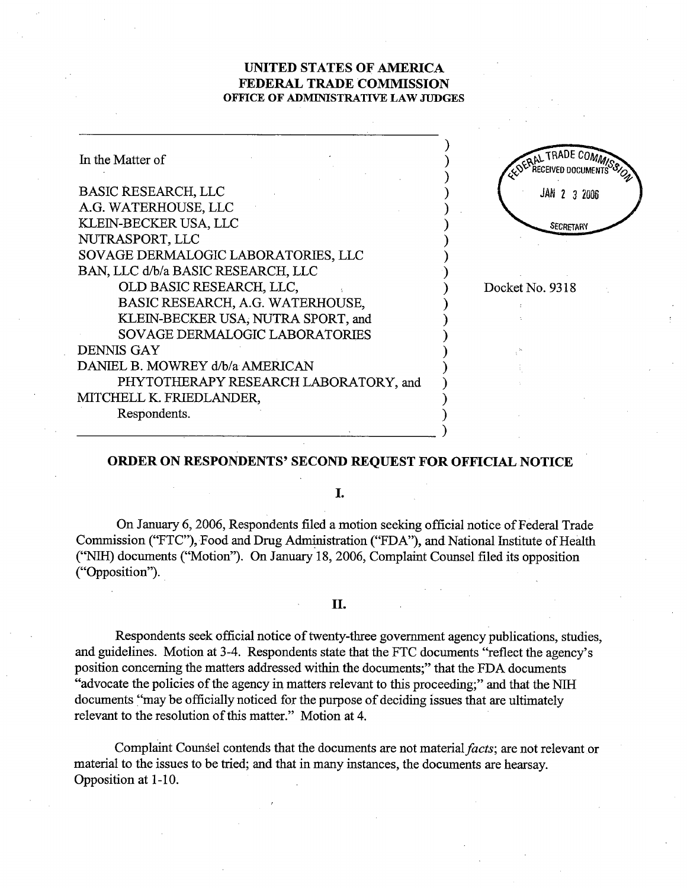**UNITED STATES OF AMERICA**
**FEDERAL TRADE COMMISSION**
**OFFICE OF ADMINISTRATIVE LAW JUDGES**

FEDERAL TRADE COMMISSION RECEIVED DOCUMENTS JAN 23 2006 SECRETARY

In the Matter of

BASIC RESEARCH, LLC
A.G. WATERHOUSE, LLC
KLEIN-BECKER USA, LLC
NUTRASPORT, LLC
SOVAGE DERMALOGIC LABORATORIES, LLC
BAN, LLC d/b/a BASIC RESEARCH, LLC
OLD BASIC RESEARCH, LLC,
BASIC RESEARCH, A.G. WATERHOUSE,
KLEIN-BECKER USA, NUTRA SPORT, and
SOVAGE DERMALOGIC LABORATORIES
DENNIS GAY
DANIEL B. MOWREY d/b/a AMERICAN
PHYTOTHERAPY RESEARCH LABORATORY, and
MITCHELL K. FRIEDLANDER,
Respondents.

Docket No. 9318

## ORDER ON RESPONDENTS' SECOND REQUEST FOR OFFICIAL NOTICE

### I.

On January 6, 2006, Respondents filed a motion seeking official notice of Federal Trade Commission ("FTC"), Food and Drug Administration ("FDA"), and National Institute of Health ("NIH) documents ("Motion"). On January 18, 2006, Complaint Counsel filed its opposition ("Opposition").

### II.

Respondents seek official notice of twenty-three government agency publications, studies, and guidelines. Motion at 3-4. Respondents state that the FTC documents "reflect the agency's position concerning the matters addressed within the documents;" that the FDA documents "advocate the policies of the agency in matters relevant to this proceeding;" and that the NIH documents "may be officially noticed for the purpose of deciding issues that are ultimately relevant to the resolution of this matter." Motion at 4.

Complaint Counsel contends that the documents are not material *facts*; are not relevant or material to the issues to be tried; and that in many instances, the documents are hearsay. Opposition at 1-10.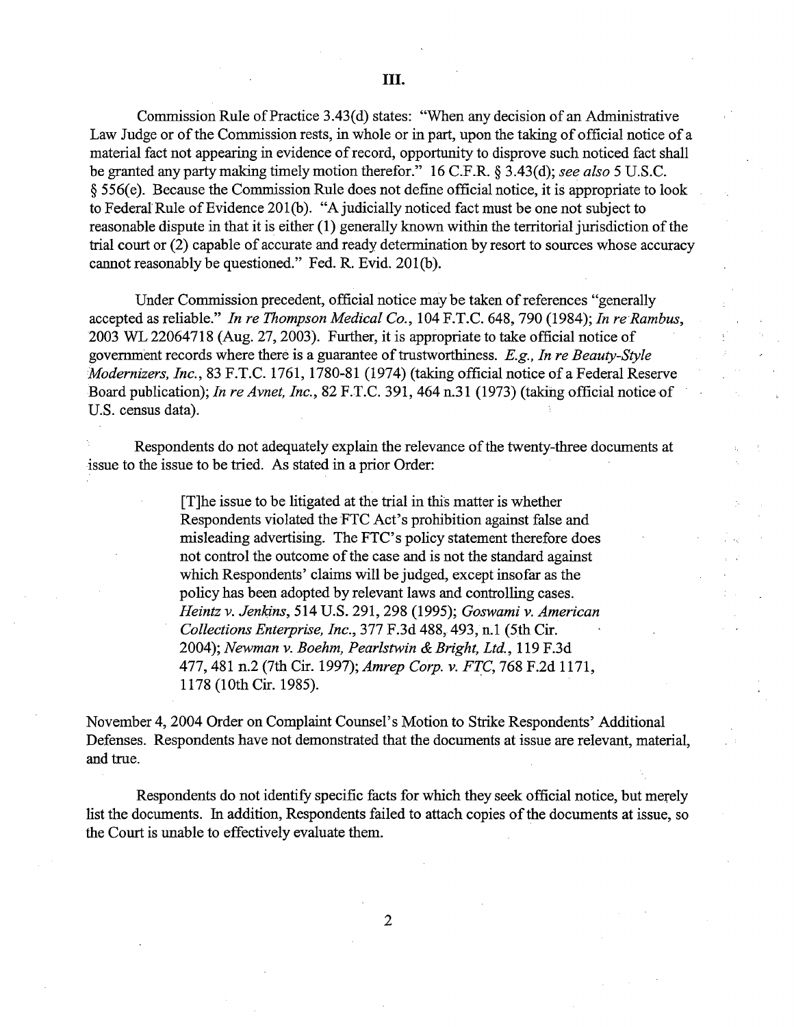# III.

Commission Rule of Practice 3.43(d) states: "When any decision of an Administrative Law Judge or of the Commission rests, in whole or in part, upon the taking of official notice of a material fact not appearing in evidence of record, opportunity to disprove such noticed fact shall be granted any party making timely motion therefor." 16 C.F.R. § 3.43(d); *see also* 5 U.S.C. § 556(e). Because the Commission Rule does not define official notice, it is appropriate to look to Federal Rule of Evidence 201(b). "A judicially noticed fact must be one not subject to reasonable dispute in that it is either (1) generally known within the territorial jurisdiction of the trial court or (2) capable of accurate and ready determination by resort to sources whose accuracy cannot reasonably be questioned." Fed. R. Evid. 201(b).

Under Commission precedent, official notice may be taken of references "generally accepted as reliable." *In re Thompson Medical Co.*, 104 F.T.C. 648, 790 (1984); *In re Rambus*, 2003 WL 22064718 (Aug. 27, 2003). Further, it is appropriate to take official notice of government records where there is a guarantee of trustworthiness. *E.g., In re Beauty-Style Modernizers, Inc.*, 83 F.T.C. 1761, 1780-81 (1974) (taking official notice of a Federal Reserve Board publication); *In re Avnet, Inc.*, 82 F.T.C. 391, 464 n.31 (1973) (taking official notice of U.S. census data).

Respondents do not adequately explain the relevance of the twenty-three documents at issue to the issue to be tried. As stated in a prior Order:

> [T]he issue to be litigated at the trial in this matter is whether Respondents violated the FTC Act's prohibition against false and misleading advertising. The FTC's policy statement therefore does not control the outcome of the case and is not the standard against which Respondents' claims will be judged, except insofar as the policy has been adopted by relevant laws and controlling cases. *Heintz v. Jenkins*, 514 U.S. 291, 298 (1995); *Goswami v. American Collections Enterprise, Inc.*, 377 F.3d 488, 493, n.1 (5th Cir. 2004); *Newman v. Boehm, Pearlstwin & Bright, Ltd.*, 119 F.3d 477, 481 n.2 (7th Cir. 1997); *Amrep Corp. v. FTC*, 768 F.2d 1171, 1178 (10th Cir. 1985).

November 4, 2004 Order on Complaint Counsel's Motion to Strike Respondents' Additional Defenses. Respondents have not demonstrated that the documents at issue are relevant, material, and true.

Respondents do not identify specific facts for which they seek official notice, but merely list the documents. In addition, Respondents failed to attach copies of the documents at issue, so the Court is unable to effectively evaluate them.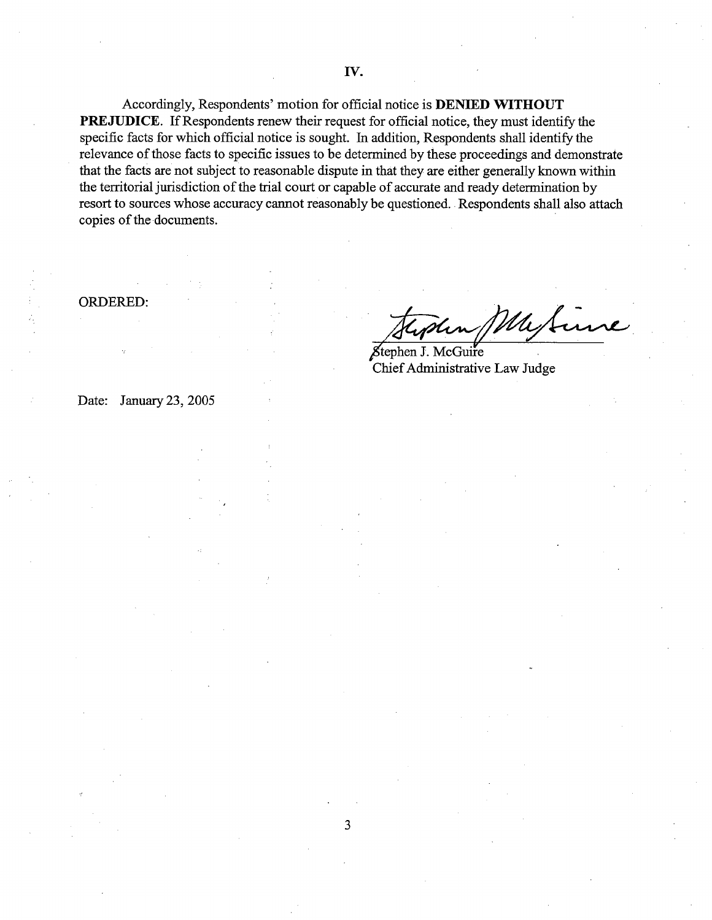## IV.

Accordingly, Respondents' motion for official notice is **DENIED WITHOUT PREJUDICE**. If Respondents renew their request for official notice, they must identify the specific facts for which official notice is sought. In addition, Respondents shall identify the relevance of those facts to specific issues to be determined by these proceedings and demonstrate that the facts are not subject to reasonable dispute in that they are either generally known within the territorial jurisdiction of the trial court or capable of accurate and ready determination by resort to sources whose accuracy cannot reasonably be questioned. Respondents shall also attach copies of the documents.

ORDERED:

Stephen J. McGuire
Chief Administrative Law Judge

Date: January 23, 2005